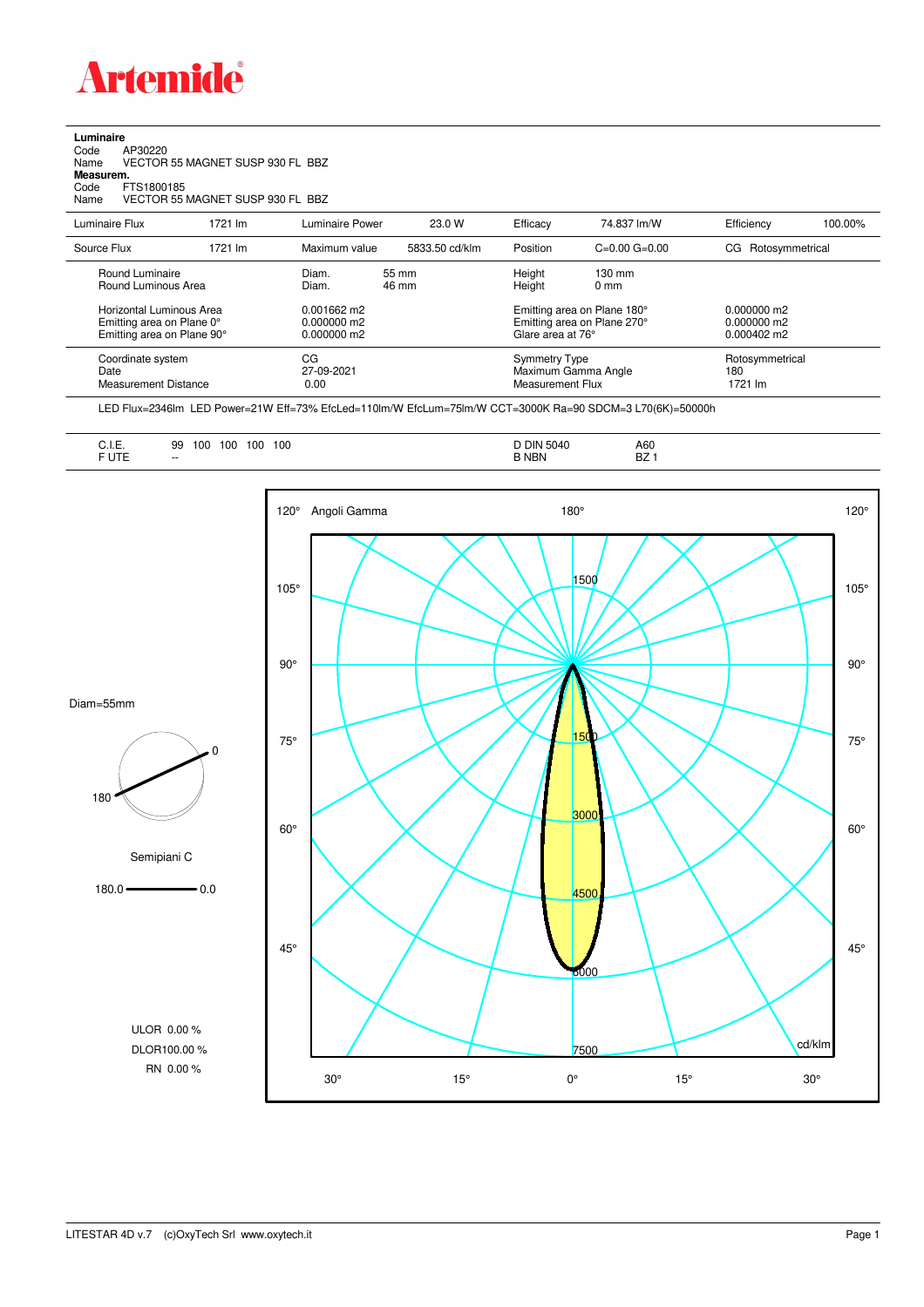**Artemide**

**Luminaire**

Code AP30220
Name VECTOR 55 MAGNET SUSP 930 FL BBZ

**Measurem.**

Code FTS1800185
Name VECTOR 55 MAGNET SUSP 930 FL BBZ

| Luminaire Flux | 1721 lm | Luminaire Power | 23.0 W | Efficacy | 74.837 lm/W | Efficiency | 100.00% |
|---|---|---|---|---|---|---|---|
| Source Flux | 1721 lm | Maximum value | 5833.50 cd/klm | Position | C=0.00 G=0.00 | CG Rotosymmetrical | |

| | | | | |
|---|---|---|---|---|
| Round Luminaire | Diam. 55 mm | Height | 130 mm | |
| Round Luminous Area | Diam. 46 mm | Height | 0 mm | |
| Horizontal Luminous Area | 0.001662 m2 | Emitting area on Plane 180° | | 0.000000 m2 |
| Emitting area on Plane 0° | 0.000000 m2 | Emitting area on Plane 270° | | 0.000000 m2 |
| Emitting area on Plane 90° | 0.000000 m2 | Glare area at 76° | | 0.000402 m2 |
| Coordinate system | CG | Symmetry Type | | Rotosymmetrical |
| Date | 27-09-2021 | Maximum Gamma Angle | | 180 |
| Measurement Distance | 0.00 | Measurement Flux | | 1721 lm |

LED Flux=2346lm LED Power=21W Eff=73% EfcLed=110lm/W EfcLum=75lm/W CCT=3000K Ra=90 SDCM=3 L70(6K)=50000h

| | | | |
|---|---|---|---|
| C.I.E. | 99 100 100 100 100 | D DIN 5040 | A60 |
| F UTE | -- | B NBN | BZ 1 |

Diam=55mm

Semipiani C

180.0 — 0.0

ULOR 0.00 %
DLOR100.00 %
RN 0.00 %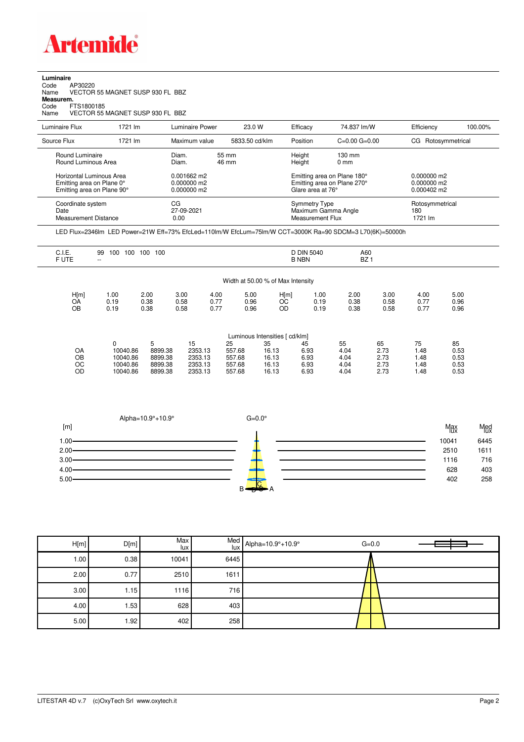Artemide

**Luminaire**
Code AP30220
Name VECTOR 55 MAGNET SUSP 930 FL BBZ
**Measurem.**
Code FTS1800185
Name VECTOR 55 MAGNET SUSP 930 FL BBZ

| | | | | | | | |
|---|---|---|---|---|---|---|---|
| Luminaire Flux | 1721 lm | Luminaire Power | 23.0 W | Efficacy | 74.837 lm/W | Efficiency | 100.00% |
| Source Flux | 1721 lm | Maximum value | 5833.50 cd/klm | Position | C=0.00 G=0.00 | CG | Rotosymmetrical |

| | | | | | |
|---|---|---|---|---|---|
| Round Luminaire | Diam. | 55 mm | Height | 130 mm | |
| Round Luminous Area | Diam. | 46 mm | Height | 0 mm | |
| Horizontal Luminous Area | 0.001662 m2 | | Emitting area on Plane 180° | | 0.000000 m2 |
| Emitting area on Plane 0° | 0.000000 m2 | | Emitting area on Plane 270° | | 0.000000 m2 |
| Emitting area on Plane 90° | 0.000000 m2 | | Glare area at 76° | | 0.000402 m2 |
| Coordinate system | CG | | Symmetry Type | | Rotosymmetrical |
| Date | 27-09-2021 | | Maximum Gamma Angle | | 180 |
| Measurement Distance | 0.00 | | Measurement Flux | | 1721 lm |

LED Flux=2346lm LED Power=21W Eff=73% EfcLed=110lm/W EfcLum=75lm/W CCT=3000K Ra=90 SDCM=3 L70(6K)=50000h

| | | | |
|---|---|---|---|
| C.I.E. | 99 100 100 100 100 | D DIN 5040 | A60 |
| F UTE | -- | B NBN | BZ 1 |

Width at 50.00 % of Max Intensity

| H[m] | 1.00 | 2.00 | 3.00 | 4.00 | 5.00 | H[m] | 1.00 | 2.00 | 3.00 | 4.00 | 5.00 |
|---|---|---|---|---|---|---|---|---|---|---|---|
| OA | 0.19 | 0.38 | 0.58 | 0.77 | 0.96 | OC | 0.19 | 0.38 | 0.58 | 0.77 | 0.96 |
| OB | 0.19 | 0.38 | 0.58 | 0.77 | 0.96 | OD | 0.19 | 0.38 | 0.58 | 0.77 | 0.96 |

Luminous Intensities [ cd/klm]

| | 0 | 5 | 15 | 25 | 35 | 45 | 55 | 65 | 75 | 85 |
|---|---|---|---|---|---|---|---|---|---|---|
| OA | 10040.86 | 8899.38 | 2353.13 | 557.68 | 16.13 | 6.93 | 4.04 | 2.73 | 1.48 | 0.53 |
| OB | 10040.86 | 8899.38 | 2353.13 | 557.68 | 16.13 | 6.93 | 4.04 | 2.73 | 1.48 | 0.53 |
| OC | 10040.86 | 8899.38 | 2353.13 | 557.68 | 16.13 | 6.93 | 4.04 | 2.73 | 1.48 | 0.53 |
| OD | 10040.86 | 8899.38 | 2353.13 | 557.68 | 16.13 | 6.93 | 4.04 | 2.73 | 1.48 | 0.53 |

Alpha=10.9°+10.9°
G=0.0°
[m]
1.00
2.00
3.00
4.00
5.00
B D C A
Max lux: 10041, 2510, 1116, 628, 402
Med lux: 6445, 1611, 716, 403, 258

| H[m] | D[m] | Max lux | Med lux | Alpha=10.9°+10.9° G=0.0 |
|---|---|---|---|---|
| 1.00 | 0.38 | 10041 | 6445 | |
| 2.00 | 0.77 | 2510 | 1611 | |
| 3.00 | 1.15 | 1116 | 716 | |
| 4.00 | 1.53 | 628 | 403 | |
| 5.00 | 1.92 | 402 | 258 | |

LITESTAR 4D v.7 (c)OxyTech Srl www.oxytech.it